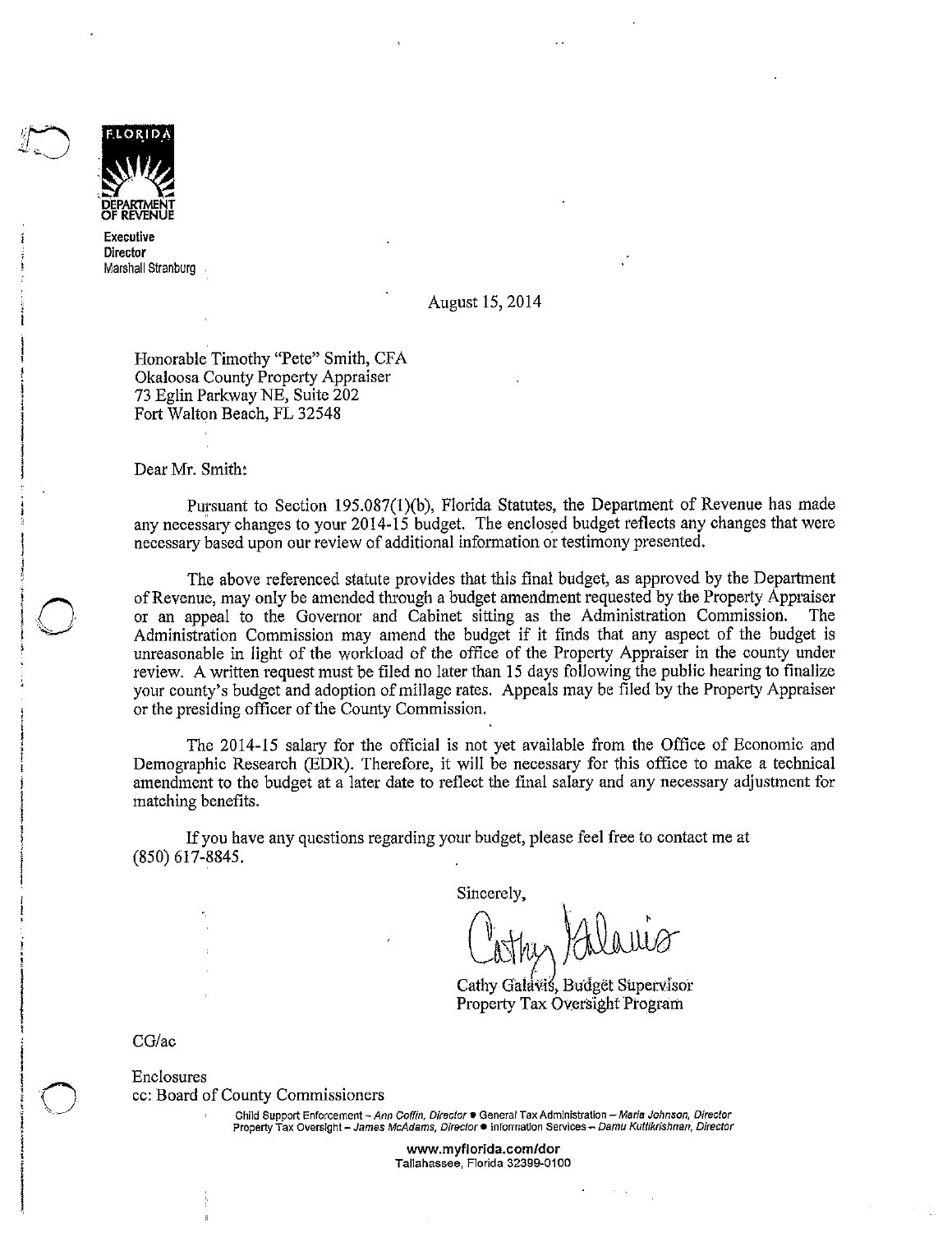FLORIDA DEPARTMENT OF REVENUE

**Executive Director**
Marshall Stranburg

August 15, 2014

Honorable Timothy "Pete" Smith, CFA
Okaloosa County Property Appraiser
73 Eglin Parkway NE, Suite 202
Fort Walton Beach, FL 32548

Dear Mr. Smith:

Pursuant to Section 195.087(1)(b), Florida Statutes, the Department of Revenue has made any necessary changes to your 2014-15 budget. The enclosed budget reflects any changes that were necessary based upon our review of additional information or testimony presented.

The above referenced statute provides that this final budget, as approved by the Department of Revenue, may only be amended through a budget amendment requested by the Property Appraiser or an appeal to the Governor and Cabinet sitting as the Administration Commission. The Administration Commission may amend the budget if it finds that any aspect of the budget is unreasonable in light of the workload of the office of the Property Appraiser in the county under review. A written request must be filed no later than 15 days following the public hearing to finalize your county's budget and adoption of millage rates. Appeals may be filed by the Property Appraiser or the presiding officer of the County Commission.

The 2014-15 salary for the official is not yet available from the Office of Economic and Demographic Research (EDR). Therefore, it will be necessary for this office to make a technical amendment to the budget at a later date to reflect the final salary and any necessary adjustment for matching benefits.

If you have any questions regarding your budget, please feel free to contact me at (850) 617-8845.

Sincerely,

Cathy Galavis, Budget Supervisor
Property Tax Oversight Program

CG/ac

Enclosures
cc: Board of County Commissioners

Child Support Enforcement – *Ann Coffin, Director* • General Tax Administration – *Maria Johnson, Director*
Property Tax Oversight – *James McAdams, Director* • Information Services – *Damu Kuttikrishnan, Director*

**www.myflorida.com/dor**
Tallahassee, Florida 32399-0100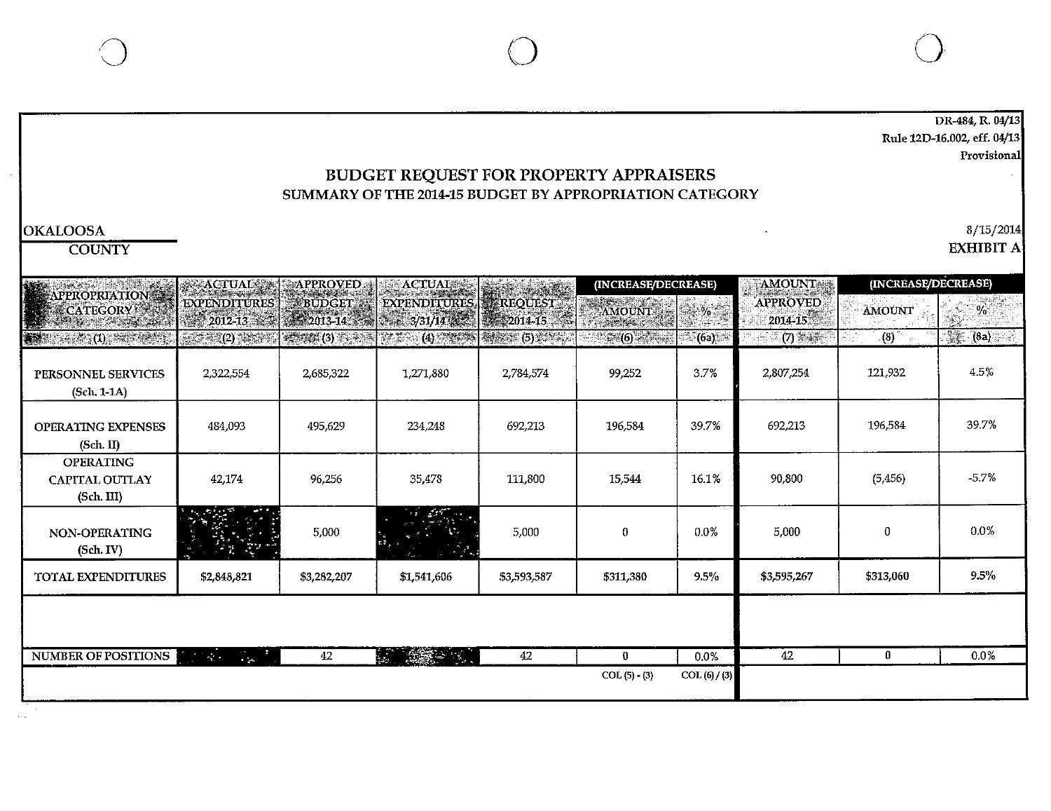DR-484, R. 04/13
Rule 12D-16.002, eff. 04/13
Provisional

# BUDGET REQUEST FOR PROPERTY APPRAISERS
## SUMMARY OF THE 2014-15 BUDGET BY APPROPRIATION CATEGORY

OKALOOSA
COUNTY

8/15/2014
**EXHIBIT A**

| APPROPRIATION CATEGORY | ACTUAL EXPENDITURES 2012-13 | APPROVED BUDGET 2013-14 | ACTUAL EXPENDITURES 3/31/14 | REQUEST 2014-15 | (INCREASE/DECREASE) AMOUNT | (INCREASE/DECREASE) % | AMOUNT APPROVED 2014-15 | (INCREASE/DECREASE) AMOUNT | (INCREASE/DECREASE) % |
|---|---|---|---|---|---|---|---|---|---|
| (1) | (2) | (3) | (4) | (5) | (6) | (6a) | (7) | (8) | (8a) |
| PERSONNEL SERVICES (Sch. 1-1A) | 2,322,554 | 2,685,322 | 1,271,880 | 2,784,574 | 99,252 | 3.7% | 2,807,254 | 121,932 | 4.5% |
| OPERATING EXPENSES (Sch. II) | 484,093 | 495,629 | 234,248 | 692,213 | 196,584 | 39.7% | 692,213 | 196,584 | 39.7% |
| OPERATING CAPITAL OUTLAY (Sch. III) | 42,174 | 96,256 | 35,478 | 111,800 | 15,544 | 16.1% | 90,800 | (5,456) | -5.7% |
| NON-OPERATING (Sch. IV) | | 5,000 | | 5,000 | 0 | 0.0% | 5,000 | 0 | 0.0% |
| TOTAL EXPENDITURES | $2,848,821 | $3,282,207 | $1,541,606 | $3,593,587 | $311,380 | 9.5% | $3,595,267 | $313,060 | 9.5% |
| NUMBER OF POSITIONS | | 42 | | 42 | 0 | 0.0% | 42 | 0 | 0.0% |
| | | | | | COL (5) - (3) | COL (6) / (3) | | | |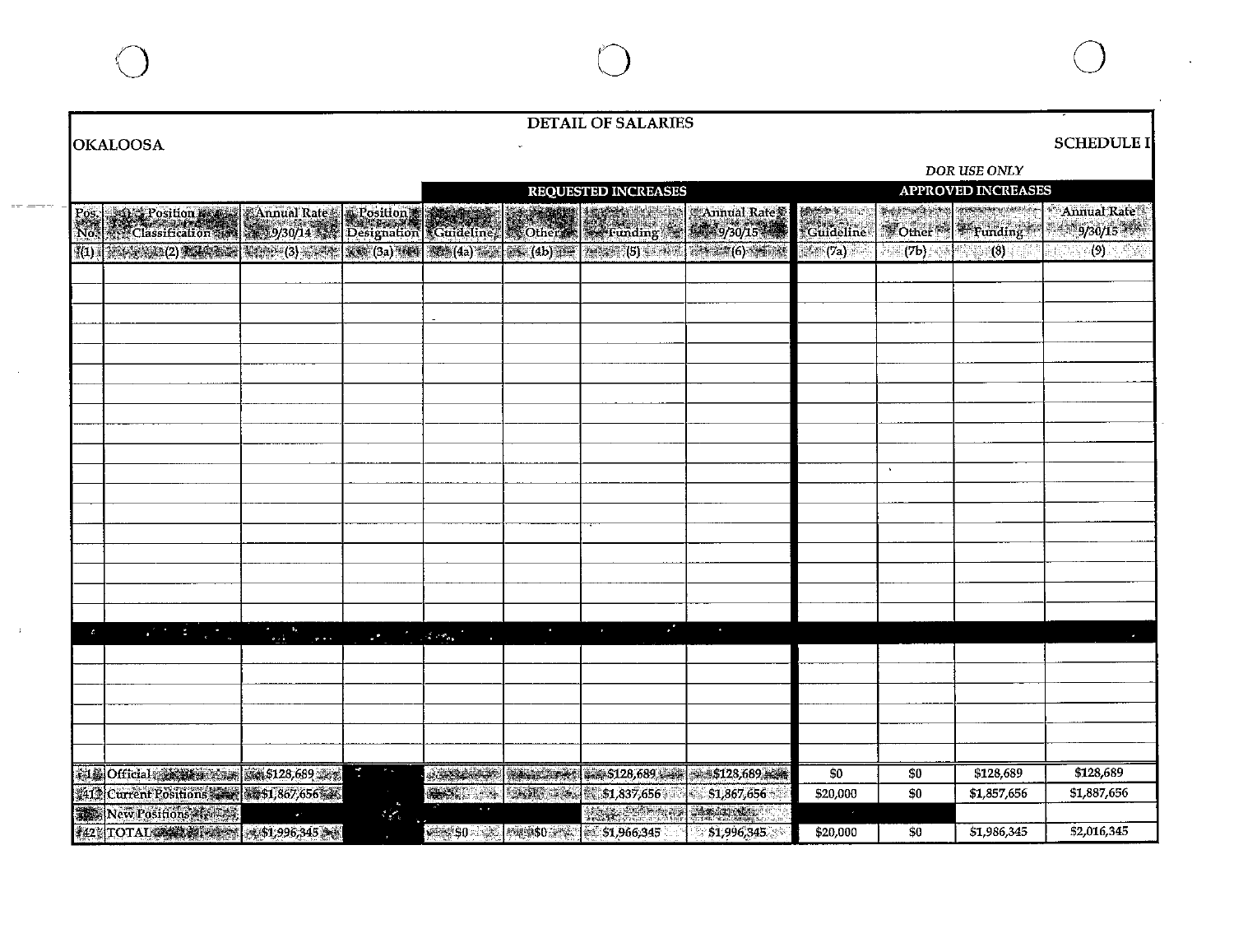**DETAIL OF SALARIES**

**OKALOOSA** **SCHEDULE I**

*DOR USE ONLY*

| Pos. No. (1) | Position Classification (2) | Annual Rate 9/30/14 (3) | Position Designation (3a) | REQUESTED INCREASES Guideline (4a) | Other (4b) | Funding (5) | Annual Rate 9/30/15 (6) | APPROVED INCREASES Guideline (7a) | Other (7b) | Funding (8) | Annual Rate 9/30/15 (9) |
|---|---|---|---|---|---|---|---|---|---|---|---|
| | | | | | | | | | | | |
| | | | | | | | | | | | |
| | | | | | | | | | | | |
| | | | | | | | | | | | |
| | | | | | | | | | | | |
| | | | | | | | | | | | |
| | | | | | | | | | | | |
| | | | | | | | | | | | |
| | | | | | | | | | | | |
| | | | | | | | | | | | |
| | | | | | | | | | | | |
| | | | | | | | | | | | |
| | | | | | | | | | | | |
| | | | | | | | | | | | |
| | | | | | | | | | | | |
| | | | | | | | | | | | |
| | | | | | | | | | | | |
| | | | | | | | | | | | |
| | | | | | | | | | | | |
| | | | | | | | | | | | |
| | | | | | | | | | | | |
| | | | | | | | | | | | |
| | | | | | | | | | | | |
| | | | | | | | | | | | |
| 1 | Official | $128,689 | | | | $128,689 | $128,689 | $0 | $0 | $128,689 | $128,689 |
| 41 | Current Positions | $1,867,656 | | | | $1,837,656 | $1,867,656 | $20,000 | $0 | $1,857,656 | $1,887,656 |
| | New Positions | | | | | | | | | | |
| 42 | TOTAL | $1,996,345 | | $0 | $0 | $1,966,345 | $1,996,345 | $20,000 | $0 | $1,986,345 | $2,016,345 |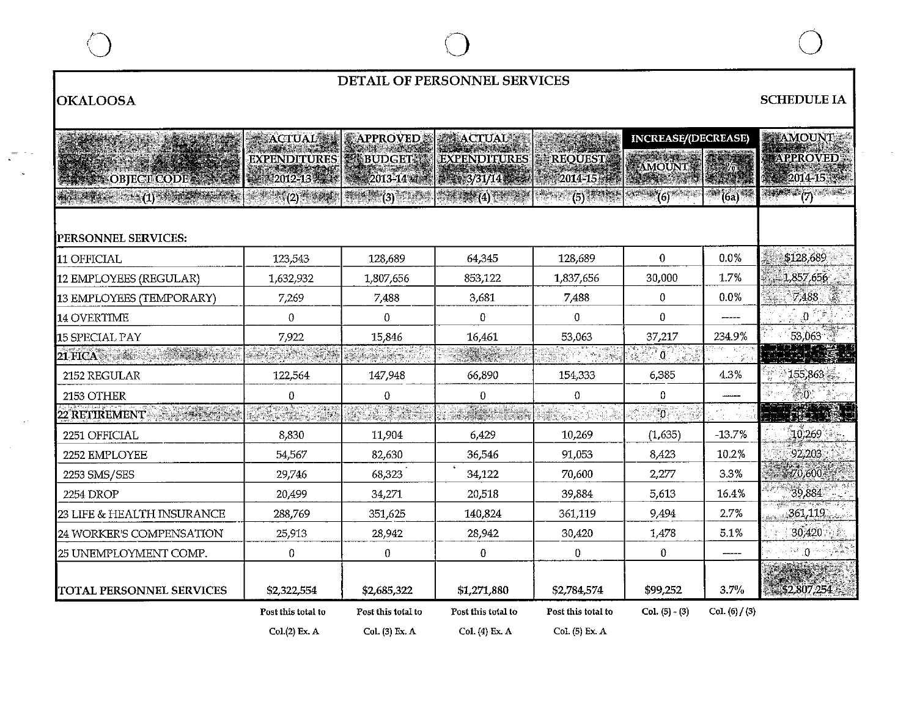# DETAIL OF PERSONNEL SERVICES

**OKALOOSA**

**SCHEDULE IA**

| OBJECT CODE | ACTUAL EXPENDITURES 2012-13 | APPROVED BUDGET 2013-14 | ACTUAL EXPENDITURES 3/31/14 | REQUEST 2014-15 | INCREASE/(DECREASE) AMOUNT | INCREASE/(DECREASE) % | AMOUNT APPROVED 2014-15 |
|---|---|---|---|---|---|---|---|
| (1) | (2) | (3) | (4) | (5) | (6) | (6a) | (7) |
| **PERSONNEL SERVICES:** | | | | | | | |
| 11 OFFICIAL | 123,543 | 128,689 | 64,345 | 128,689 | 0 | 0.0% | $128,689 |
| 12 EMPLOYEES (REGULAR) | 1,632,932 | 1,807,656 | 853,122 | 1,837,656 | 30,000 | 1.7% | 1,857,656 |
| 13 EMPLOYEES (TEMPORARY) | 7,269 | 7,488 | 3,681 | 7,488 | 0 | 0.0% | 7,488 |
| 14 OVERTIME | 0 | 0 | 0 | 0 | 0 | ----- | 0 |
| 15 SPECIAL PAY | 7,922 | 15,846 | 16,461 | 53,063 | 37,217 | 234.9% | 53,063 |
| 21 FICA | | | | | 0 | | |
| 2152 REGULAR | 122,564 | 147,948 | 66,890 | 154,333 | 6,385 | 4.3% | 155,863 |
| 2153 OTHER | 0 | 0 | 0 | 0 | 0 | ----- | 0 |
| 22 RETIREMENT | | | | | 0 | | |
| 2251 OFFICIAL | 8,830 | 11,904 | 6,429 | 10,269 | (1,635) | -13.7% | 10,269 |
| 2252 EMPLOYEE | 54,567 | 82,630 | 36,546 | 91,053 | 8,423 | 10.2% | 92,203 |
| 2253 SMS/SES | 29,746 | 68,323 | 34,122 | 70,600 | 2,277 | 3.3% | 70,600 |
| 2254 DROP | 20,499 | 34,271 | 20,518 | 39,884 | 5,613 | 16.4% | 39,884 |
| 23 LIFE & HEALTH INSURANCE | 288,769 | 351,625 | 140,824 | 361,119 | 9,494 | 2.7% | 361,119 |
| 24 WORKER'S COMPENSATION | 25,913 | 28,942 | 28,942 | 30,420 | 1,478 | 5.1% | 30,420 |
| 25 UNEMPLOYMENT COMP. | 0 | 0 | 0 | 0 | 0 | ----- | 0 |
| TOTAL PERSONNEL SERVICES | $2,322,554 | $2,685,322 | $1,271,880 | $2,784,574 | $99,252 | 3.7% | $2,807,254 |
| | Post this total to Col.(2) Ex. A | Post this total to Col. (3) Ex. A | Post this total to Col. (4) Ex. A | Post this total to Col. (5) Ex. A | Col. (5) - (3) | Col. (6) / (3) | |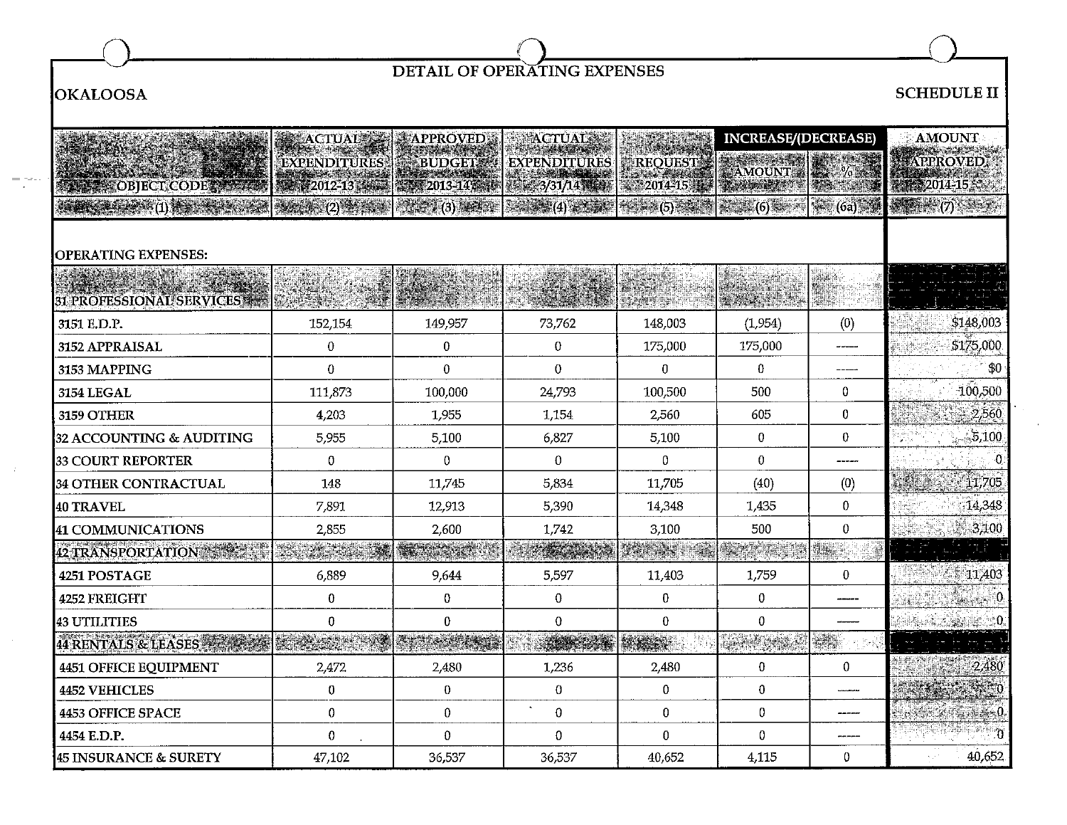# DETAIL OF OPERATING EXPENSES

**OKALOOSA** **SCHEDULE II**

| OBJECT CODE | ACTUAL EXPENDITURES 2012-13 | APPROVED BUDGET 2013-14 | ACTUAL EXPENDITURES 3/31/14 | REQUEST 2014-15 | INCREASE/(DECREASE) AMOUNT | INCREASE/(DECREASE) % | AMOUNT APPROVED 2014-15 |
|---|---|---|---|---|---|---|---|
| (1) | (2) | (3) | (4) | (5) | (6) | (6a) | (7) |
| OPERATING EXPENSES: | | | | | | | |
| 31 PROFESSIONAL SERVICES | | | | | | | |
| 3151 E.D.P. | 152,154 | 149,957 | 73,762 | 148,003 | (1,954) | (0) | $148,003 |
| 3152 APPRAISAL | 0 | 0 | 0 | 175,000 | 175,000 | ----- | $175,000 |
| 3153 MAPPING | 0 | 0 | 0 | 0 | 0 | ----- | $0 |
| 3154 LEGAL | 111,873 | 100,000 | 24,793 | 100,500 | 500 | 0 | 100,500 |
| 3159 OTHER | 4,203 | 1,955 | 1,154 | 2,560 | 605 | 0 | 2,560 |
| 32 ACCOUNTING & AUDITING | 5,955 | 5,100 | 6,827 | 5,100 | 0 | 0 | 5,100 |
| 33 COURT REPORTER | 0 | 0 | 0 | 0 | 0 | ----- | 0 |
| 34 OTHER CONTRACTUAL | 148 | 11,745 | 5,834 | 11,705 | (40) | (0) | 11,705 |
| 40 TRAVEL | 7,891 | 12,913 | 5,390 | 14,348 | 1,435 | 0 | 14,348 |
| 41 COMMUNICATIONS | 2,855 | 2,600 | 1,742 | 3,100 | 500 | 0 | 3,100 |
| 42 TRANSPORTATION | | | | | | | |
| 4251 POSTAGE | 6,889 | 9,644 | 5,597 | 11,403 | 1,759 | 0 | 11,403 |
| 4252 FREIGHT | 0 | 0 | 0 | 0 | 0 | ----- | 0 |
| 43 UTILITIES | 0 | 0 | 0 | 0 | 0 | ----- | 0 |
| 44 RENTALS & LEASES | | | | | | | |
| 4451 OFFICE EQUIPMENT | 2,472 | 2,480 | 1,236 | 2,480 | 0 | 0 | 2,480 |
| 4452 VEHICLES | 0 | 0 | 0 | 0 | 0 | ----- | 0 |
| 4453 OFFICE SPACE | 0 | 0 | 0 | 0 | 0 | ----- | 0 |
| 4454 E.D.P. | 0 | 0 | 0 | 0 | 0 | ----- | 0 |
| 45 INSURANCE & SURETY | 47,102 | 36,537 | 36,537 | 40,652 | 4,115 | 0 | 40,652 |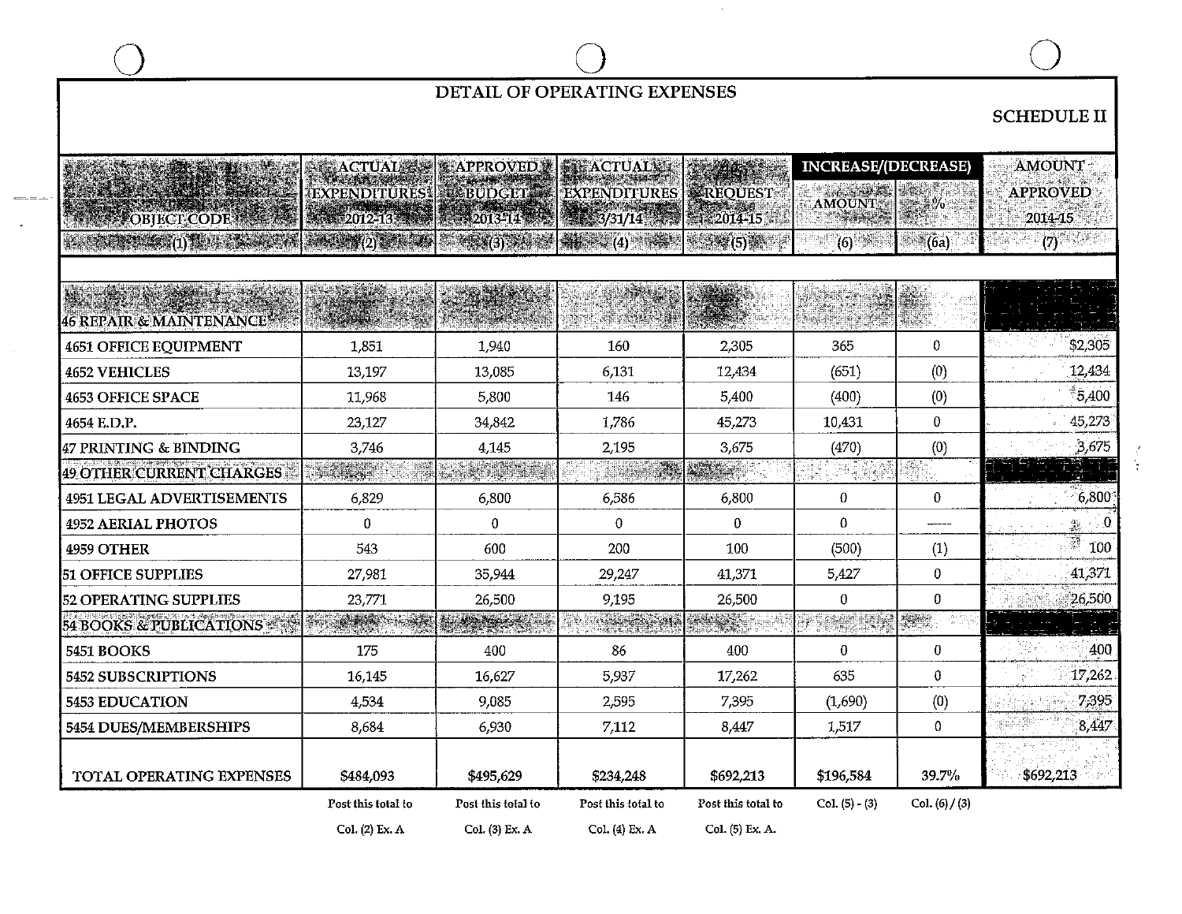# DETAIL OF OPERATING EXPENSES

**SCHEDULE II**

| OBJECT CODE | ACTUAL EXPENDITURES 2012-13 | APPROVED BUDGET 2013-14 | ACTUAL EXPENDITURES 3/31/14 | REQUEST 2014-15 | INCREASE/(DECREASE) AMOUNT | INCREASE/(DECREASE) % | AMOUNT APPROVED 2014-15 |
|---|---|---|---|---|---|---|---|
| (1) | (2) | (3) | (4) | (5) | (6) | (6a) | (7) |
| 46 REPAIR & MAINTENANCE | | | | | | | |
| 4651 OFFICE EQUIPMENT | 1,851 | 1,940 | 160 | 2,305 | 365 | 0 | $2,305 |
| 4652 VEHICLES | 13,197 | 13,085 | 6,131 | 12,434 | (651) | (0) | 12,434 |
| 4653 OFFICE SPACE | 11,968 | 5,800 | 146 | 5,400 | (400) | (0) | 5,400 |
| 4654 E.D.P. | 23,127 | 34,842 | 1,786 | 45,273 | 10,431 | 0 | 45,273 |
| 47 PRINTING & BINDING | 3,746 | 4,145 | 2,195 | 3,675 | (470) | (0) | 3,675 |
| 49 OTHER CURRENT CHARGES | | | | | | | |
| 4951 LEGAL ADVERTISEMENTS | 6,829 | 6,800 | 6,586 | 6,800 | 0 | 0 | 6,800 |
| 4952 AERIAL PHOTOS | 0 | 0 | 0 | 0 | 0 | ----- | 0 |
| 4959 OTHER | 543 | 600 | 200 | 100 | (500) | (1) | 100 |
| 51 OFFICE SUPPLIES | 27,981 | 35,944 | 29,247 | 41,371 | 5,427 | 0 | 41,371 |
| 52 OPERATING SUPPLIES | 23,771 | 26,500 | 9,195 | 26,500 | 0 | 0 | 26,500 |
| 54 BOOKS & PUBLICATIONS | | | | | | | |
| 5451 BOOKS | 175 | 400 | 86 | 400 | 0 | 0 | 400 |
| 5452 SUBSCRIPTIONS | 16,145 | 16,627 | 5,937 | 17,262 | 635 | 0 | 17,262 |
| 5453 EDUCATION | 4,534 | 9,085 | 2,595 | 7,395 | (1,690) | (0) | 7,395 |
| 5454 DUES/MEMBERSHIPS | 8,684 | 6,930 | 7,112 | 8,447 | 1,517 | 0 | 8,447 |
| TOTAL OPERATING EXPENSES | $484,093 | $495,629 | $234,248 | $692,213 | $196,584 | 39.7% | $692,213 |
| | Post this total to Col. (2) Ex. A | Post this total to Col. (3) Ex. A | Post this total to Col. (4) Ex. A | Post this total to Col. (5) Ex. A. | Col. (5) - (3) | Col. (6) / (3) | |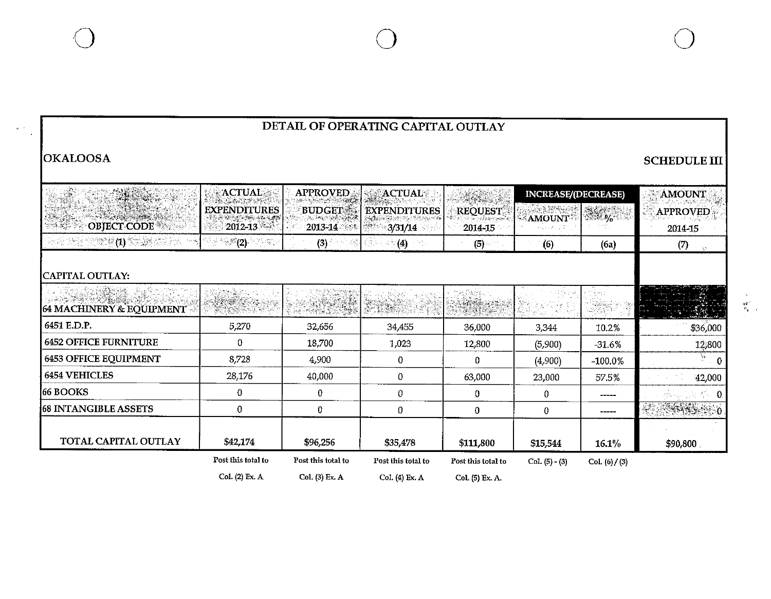# DETAIL OF OPERATING CAPITAL OUTLAY

**OKALOOSA** | **SCHEDULE III**

| OBJECT CODE | ACTUAL EXPENDITURES 2012-13 | APPROVED BUDGET 2013-14 | ACTUAL EXPENDITURES 3/31/14 | REQUEST 2014-15 | INCREASE/(DECREASE) AMOUNT | INCREASE/(DECREASE) % | AMOUNT APPROVED 2014-15 |
|---|---|---|---|---|---|---|---|
| (1) | (2) | (3) | (4) | (5) | (6) | (6a) | (7) |
| CAPITAL OUTLAY: | | | | | | | |
| 64 MACHINERY & EQUIPMENT | | | | | | | |
| 6451 E.D.P. | 5,270 | 32,656 | 34,455 | 36,000 | 3,344 | 10.2% | $36,000 |
| 6452 OFFICE FURNITURE | 0 | 18,700 | 1,023 | 12,800 | (5,900) | -31.6% | 12,800 |
| 6453 OFFICE EQUIPMENT | 8,728 | 4,900 | 0 | 0 | (4,900) | -100.0% | 0 |
| 6454 VEHICLES | 28,176 | 40,000 | 0 | 63,000 | 23,000 | 57.5% | 42,000 |
| 66 BOOKS | 0 | 0 | 0 | 0 | 0 | ----- | 0 |
| 68 INTANGIBLE ASSETS | 0 | 0 | 0 | 0 | 0 | ----- | 0 |
| TOTAL CAPITAL OUTLAY | $42,174 | $96,256 | $35,478 | $111,800 | $15,544 | 16.1% | $90,800 |
| | Post this total to Col. (2) Ex. A | Post this total to Col. (3) Ex. A | Post this total to Col. (4) Ex. A | Post this total to Col. (5) Ex. A. | Col. (5) - (3) | Col. (6) / (3) | |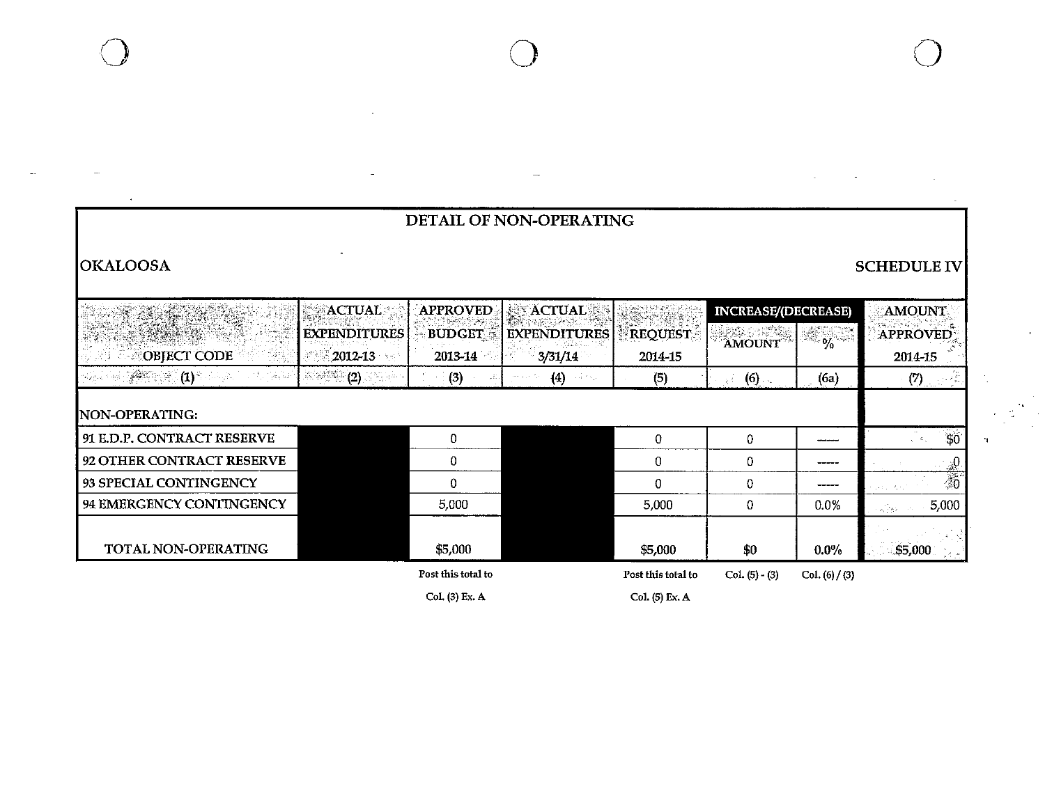## DETAIL OF NON-OPERATING

**OKALOOSA** **SCHEDULE IV**

| OBJECT CODE | ACTUAL EXPENDITURES 2012-13 | APPROVED BUDGET 2013-14 | ACTUAL EXPENDITURES 3/31/14 | REQUEST 2014-15 | INCREASE/(DECREASE) AMOUNT | INCREASE/(DECREASE) % | AMOUNT APPROVED 2014-15 |
|---|---|---|---|---|---|---|---|
| (1) | (2) | (3) | (4) | (5) | (6) | (6a) | (7) |
| NON-OPERATING: | | | | | | | |
| 91 E.D.P. CONTRACT RESERVE | | 0 | | 0 | 0 | ----- | $0 |
| 92 OTHER CONTRACT RESERVE | | 0 | | 0 | 0 | ----- | 0 |
| 93 SPECIAL CONTINGENCY | | 0 | | 0 | 0 | ----- | 0 |
| 94 EMERGENCY CONTINGENCY | | 5,000 | | 5,000 | 0 | 0.0% | 5,000 |
| TOTAL NON-OPERATING | | $5,000 | | $5,000 | $0 | 0.0% | $5,000 |
| | | Post this total to Col. (3) Ex. A | | Post this total to Col. (5) Ex. A | Col. (5) - (3) | Col. (6) / (3) | |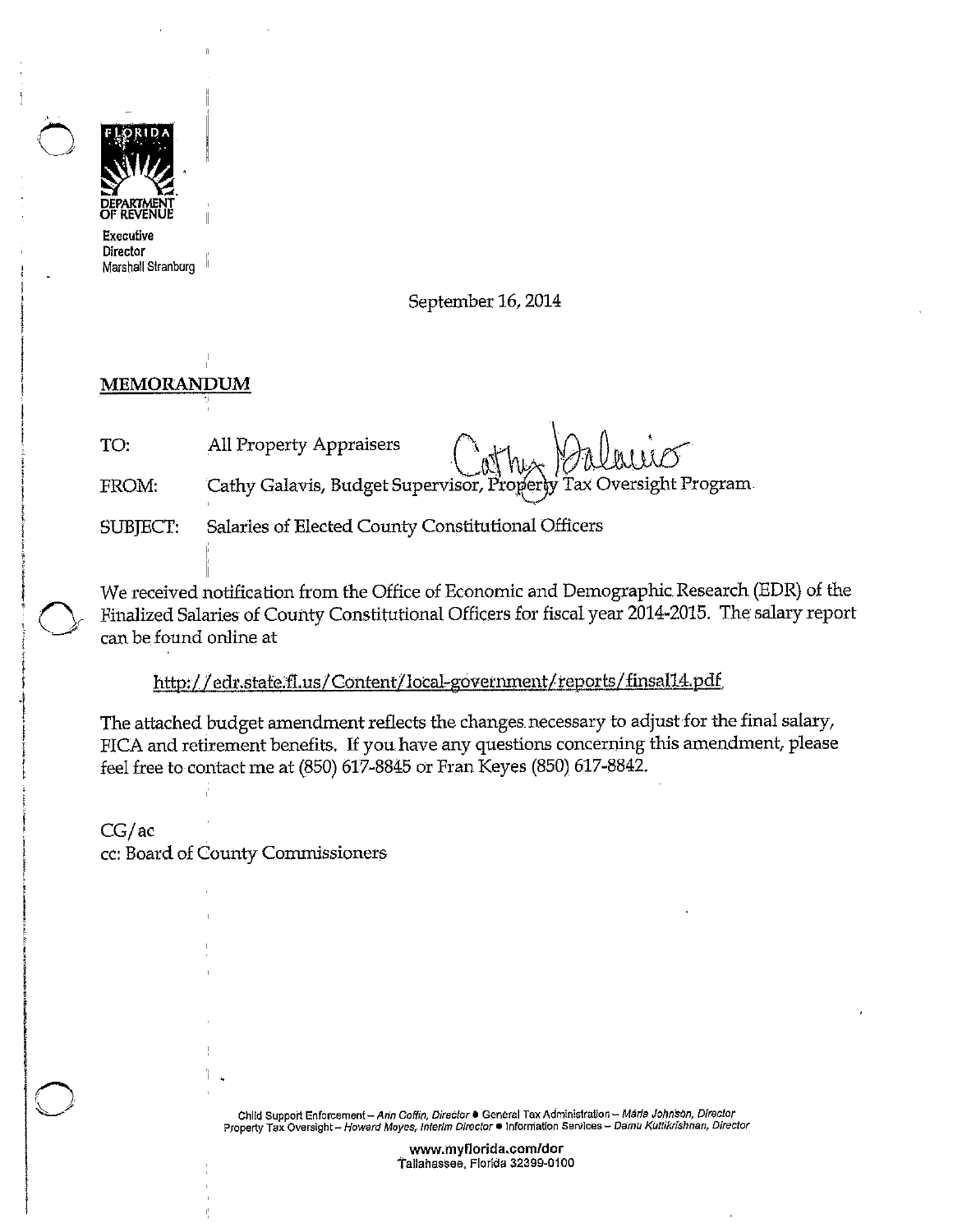FLORIDA
DEPARTMENT OF REVENUE

Executive Director
Marshall Stranburg

September 16, 2014

**MEMORANDUM**

TO: All Property Appraisers

FROM: Cathy Galavis, Budget Supervisor, Property Tax Oversight Program

SUBJECT: Salaries of Elected County Constitutional Officers

We received notification from the Office of Economic and Demographic Research (EDR) of the Finalized Salaries of County Constitutional Officers for fiscal year 2014-2015. The salary report can be found online at

http://edr.state.fl.us/Content/local-government/reports/finsal14.pdf

The attached budget amendment reflects the changes necessary to adjust for the final salary, FICA and retirement benefits. If you have any questions concerning this amendment, please feel free to contact me at (850) 617-8845 or Fran Keyes (850) 617-8842.

CG/ac
cc: Board of County Commissioners

Child Support Enforcement – *Ann Coffin, Director* • General Tax Administration – *Maria Johnson, Director*
Property Tax Oversight – *Howard Moyes, Interim Director* • Information Services – *Damu Kuttikrishnan, Director*

www.myflorida.com/dor
Tallahassee, Florida 32399-0100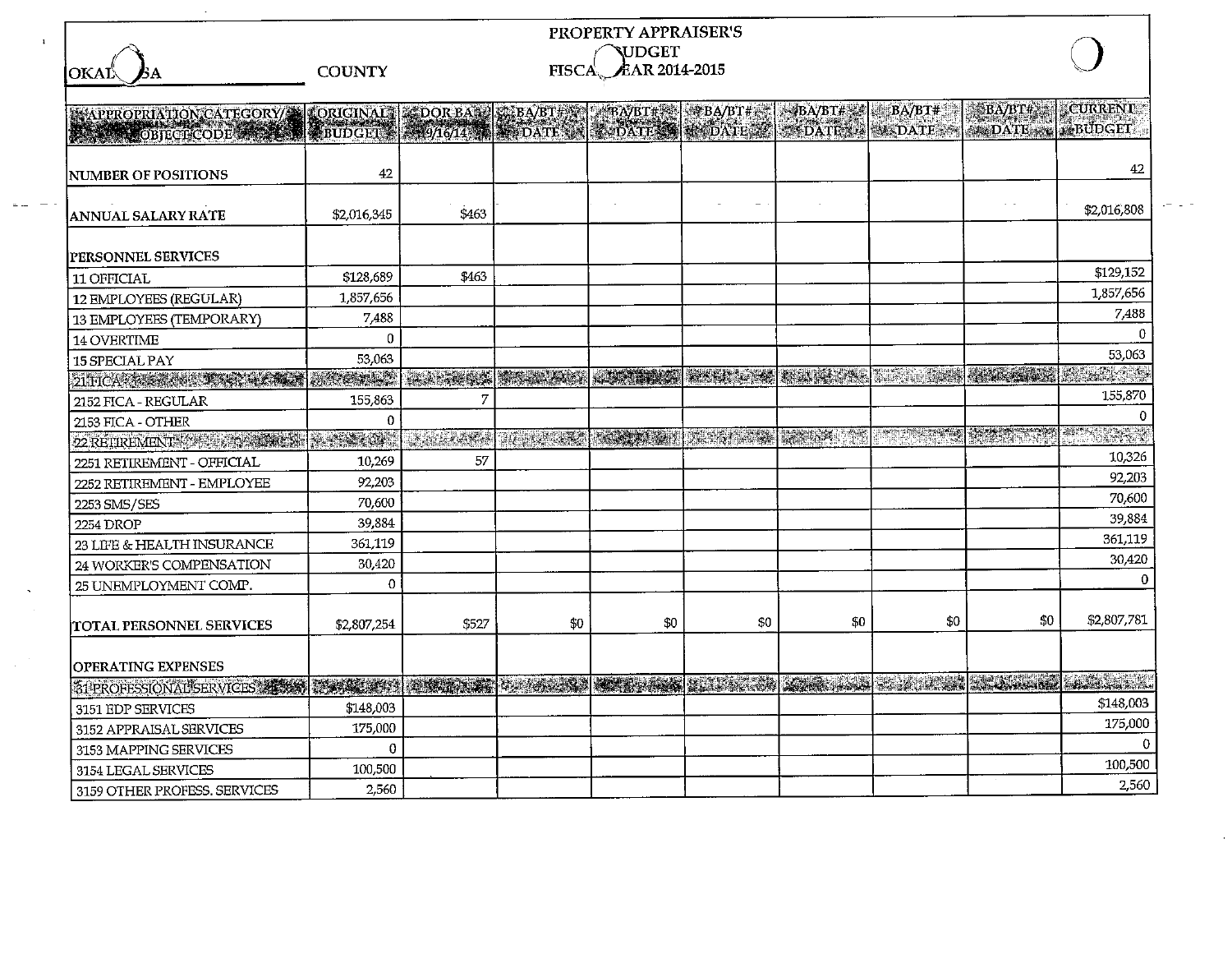OKALOOSA COUNTY

# PROPERTY APPRAISER'S BUDGET FISCAL YEAR 2014-2015

| APPROPRIATION CATEGORY/ OBJECT CODE | ORIGINAL BUDGET | DOR BA 9/16/14 | BA/BT# DATE | BA/BT# DATE | BA/BT# DATE | BA/BT# DATE | BA/BT# DATE | BA/BT# DATE | CURRENT BUDGET |
|---|---|---|---|---|---|---|---|---|---|
| NUMBER OF POSITIONS | 42 | | | | | | | | 42 |
| ANNUAL SALARY RATE | $2,016,345 | $463 | | | | | | | $2,016,808 |
| PERSONNEL SERVICES | | | | | | | | | |
| 11 OFFICIAL | $128,689 | $463 | | | | | | | $129,152 |
| 12 EMPLOYEES (REGULAR) | 1,857,656 | | | | | | | | 1,857,656 |
| 13 EMPLOYEES (TEMPORARY) | 7,488 | | | | | | | | 7,488 |
| 14 OVERTIME | 0 | | | | | | | | 0 |
| 15 SPECIAL PAY | 53,063 | | | | | | | | 53,063 |
| 21 FICA | | | | | | | | | |
| 2152 FICA - REGULAR | 155,863 | 7 | | | | | | | 155,870 |
| 2153 FICA - OTHER | 0 | | | | | | | | 0 |
| 22 RETIREMENT | | | | | | | | | |
| 2251 RETIREMENT - OFFICIAL | 10,269 | 57 | | | | | | | 10,326 |
| 2252 RETIREMENT - EMPLOYEE | 92,203 | | | | | | | | 92,203 |
| 2253 SMS/SES | 70,600 | | | | | | | | 70,600 |
| 2254 DROP | 39,884 | | | | | | | | 39,884 |
| 23 LIFE & HEALTH INSURANCE | 361,119 | | | | | | | | 361,119 |
| 24 WORKER'S COMPENSATION | 30,420 | | | | | | | | 30,420 |
| 25 UNEMPLOYMENT COMP. | 0 | | | | | | | | 0 |
| TOTAL PERSONNEL SERVICES | $2,807,254 | $527 | $0 | $0 | $0 | $0 | $0 | $0 | $2,807,781 |
| OPERATING EXPENSES | | | | | | | | | |
| 31 PROFESSIONAL SERVICES | | | | | | | | | |
| 3151 EDP SERVICES | $148,003 | | | | | | | | $148,003 |
| 3152 APPRAISAL SERVICES | 175,000 | | | | | | | | 175,000 |
| 3153 MAPPING SERVICES | 0 | | | | | | | | 0 |
| 3154 LEGAL SERVICES | 100,500 | | | | | | | | 100,500 |
| 3159 OTHER PROFESS. SERVICES | 2,560 | | | | | | | | 2,560 |